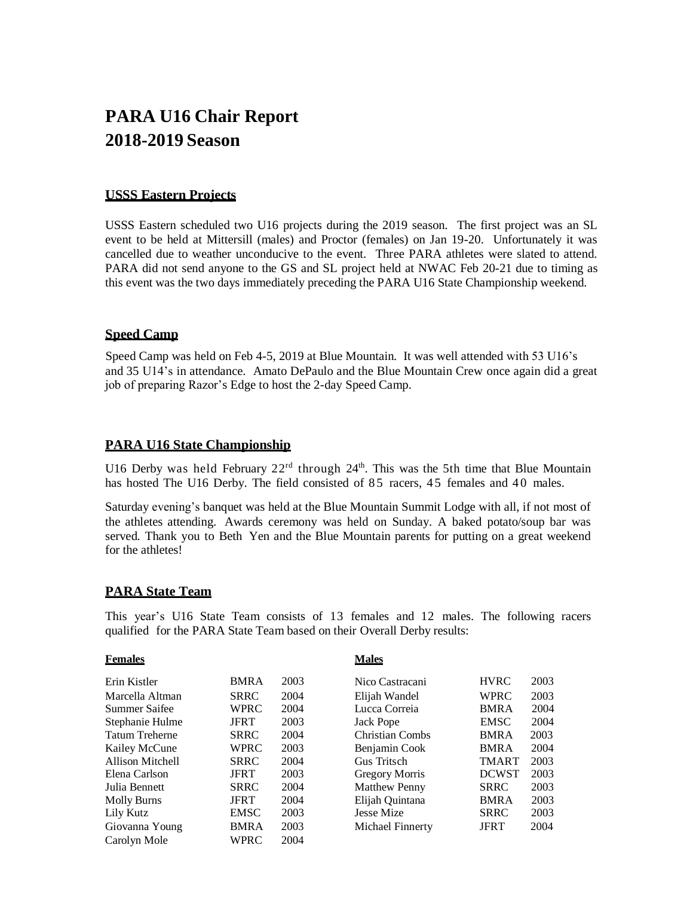# PARA U16 Chair Report
# 2018-2019 Season

## USSS Eastern Projects

USSS Eastern scheduled two U16 projects during the 2019 season. The first project was an SL event to be held at Mittersill (males) and Proctor (females) on Jan 19-20. Unfortunately it was cancelled due to weather unconducive to the event. Three PARA athletes were slated to attend. PARA did not send anyone to the GS and SL project held at NWAC Feb 20-21 due to timing as this event was the two days immediately preceding the PARA U16 State Championship weekend.

## Speed Camp

Speed Camp was held on Feb 4-5, 2019 at Blue Mountain. It was well attended with 53 U16's and 35 U14's in attendance. Amato DePaulo and the Blue Mountain Crew once again did a great job of preparing Razor's Edge to host the 2-day Speed Camp.

## PARA U16 State Championship

U16 Derby was held February 22rd through 24th. This was the 5th time that Blue Mountain has hosted The U16 Derby. The field consisted of 85 racers, 45 females and 40 males.

Saturday evening's banquet was held at the Blue Mountain Summit Lodge with all, if not most of the athletes attending. Awards ceremony was held on Sunday. A baked potato/soup bar was served. Thank you to Beth Yen and the Blue Mountain parents for putting on a great weekend for the athletes!

## PARA State Team

This year's U16 State Team consists of 13 females and 12 males. The following racers qualified for the PARA State Team based on their Overall Derby results:

**Females**

| Name | Club | Year |
|---|---|---|
| Erin Kistler | BMRA | 2003 |
| Marcella Altman | SRRC | 2004 |
| Summer Saifee | WPRC | 2004 |
| Stephanie Hulme | JFRT | 2003 |
| Tatum Treherne | SRRC | 2004 |
| Kailey McCune | WPRC | 2003 |
| Allison Mitchell | SRRC | 2004 |
| Elena Carlson | JFRT | 2003 |
| Julia Bennett | SRRC | 2004 |
| Molly Burns | JFRT | 2004 |
| Lily Kutz | EMSC | 2003 |
| Giovanna Young | BMRA | 2003 |
| Carolyn Mole | WPRC | 2004 |

**Males**

| Name | Club | Year |
|---|---|---|
| Nico Castracani | HVRC | 2003 |
| Elijah Wandel | WPRC | 2003 |
| Lucca Correia | BMRA | 2004 |
| Jack Pope | EMSC | 2004 |
| Christian Combs | BMRA | 2003 |
| Benjamin Cook | BMRA | 2004 |
| Gus Tritsch | TMART | 2003 |
| Gregory Morris | DCWST | 2003 |
| Matthew Penny | SRRC | 2003 |
| Elijah Quintana | BMRA | 2003 |
| Jesse Mize | SRRC | 2003 |
| Michael Finnerty | JFRT | 2004 |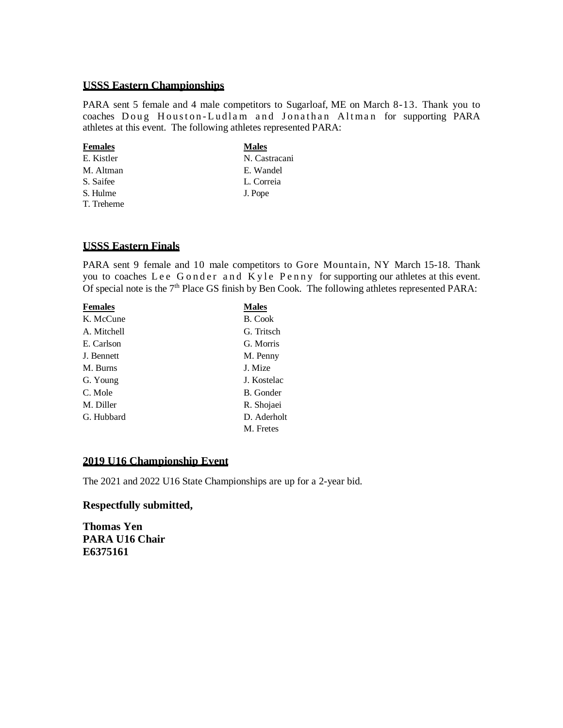## USSS Eastern Championships

PARA sent 5 female and 4 male competitors to Sugarloaf, ME on March 8-13. Thank you to coaches Doug Houston-Ludlam and Jonathan Altman for supporting PARA athletes at this event. The following athletes represented PARA:

| Females | Males |
|---|---|
| E. Kistler | N. Castracani |
| M. Altman | E. Wandel |
| S. Saifee | L. Correia |
| S. Hulme | J. Pope |
| T. Treherne | |

## USSS Eastern Finals

PARA sent 9 female and 10 male competitors to Gore Mountain, NY March 15-18. Thank you to coaches Lee Gonder and Kyle Penny for supporting our athletes at this event. Of special note is the 7th Place GS finish by Ben Cook. The following athletes represented PARA:

| Females | Males |
|---|---|
| K. McCune | B. Cook |
| A. Mitchell | G. Tritsch |
| E. Carlson | G. Morris |
| J. Bennett | M. Penny |
| M. Burns | J. Mize |
| G. Young | J. Kostelac |
| C. Mole | B. Gonder |
| M. Diller | R. Shojaei |
| G. Hubbard | D. Aderholt |
| | M. Fretes |

## 2019 U16 Championship Event

The 2021 and 2022 U16 State Championships are up for a 2-year bid.

**Respectfully submitted,**

**Thomas Yen**
**PARA U16 Chair**
**E6375161**